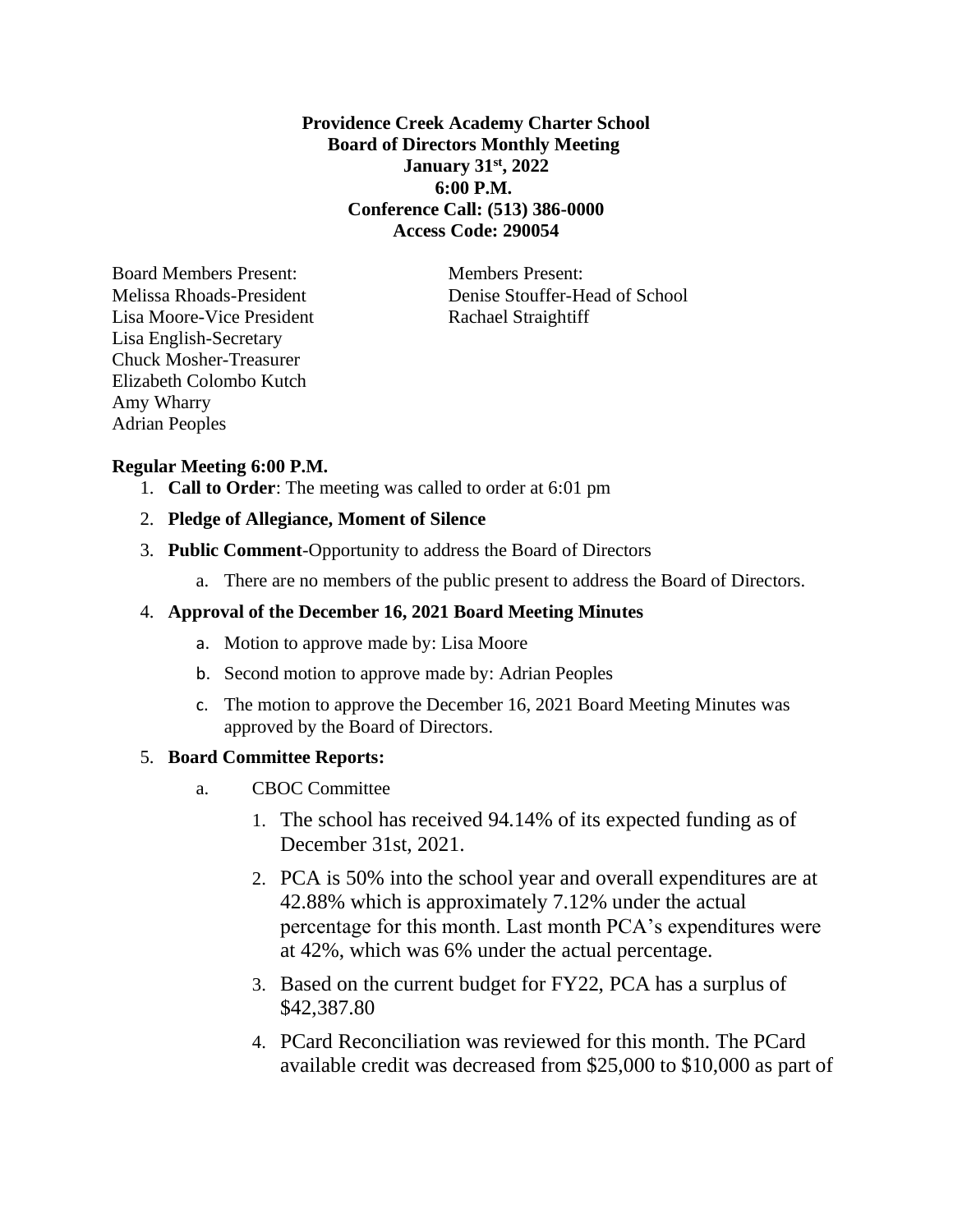**Providence Creek Academy Charter School**
**Board of Directors Monthly Meeting**
**January 31st, 2022**
**6:00 P.M.**
**Conference Call: (513) 386-0000**
**Access Code: 290054**

Board Members Present:
Melissa Rhoads-President
Lisa Moore-Vice President
Lisa English-Secretary
Chuck Mosher-Treasurer
Elizabeth Colombo Kutch
Amy Wharry
Adrian Peoples

Members Present:
Denise Stouffer-Head of School
Rachael Straightiff

**Regular Meeting 6:00 P.M.**

1. **Call to Order**: The meeting was called to order at 6:01 pm
2. **Pledge of Allegiance, Moment of Silence**
3. **Public Comment**-Opportunity to address the Board of Directors
   a. There are no members of the public present to address the Board of Directors.
4. **Approval of the December 16, 2021 Board Meeting Minutes**
   a. Motion to approve made by: Lisa Moore
   b. Second motion to approve made by: Adrian Peoples
   c. The motion to approve the December 16, 2021 Board Meeting Minutes was approved by the Board of Directors.
5. **Board Committee Reports:**
   a. CBOC Committee
      1. The school has received 94.14% of its expected funding as of December 31st, 2021.
      2. PCA is 50% into the school year and overall expenditures are at 42.88% which is approximately 7.12% under the actual percentage for this month. Last month PCA's expenditures were at 42%, which was 6% under the actual percentage.
      3. Based on the current budget for FY22, PCA has a surplus of $42,387.80
      4. PCard Reconciliation was reviewed for this month. The PCard available credit was decreased from $25,000 to $10,000 as part of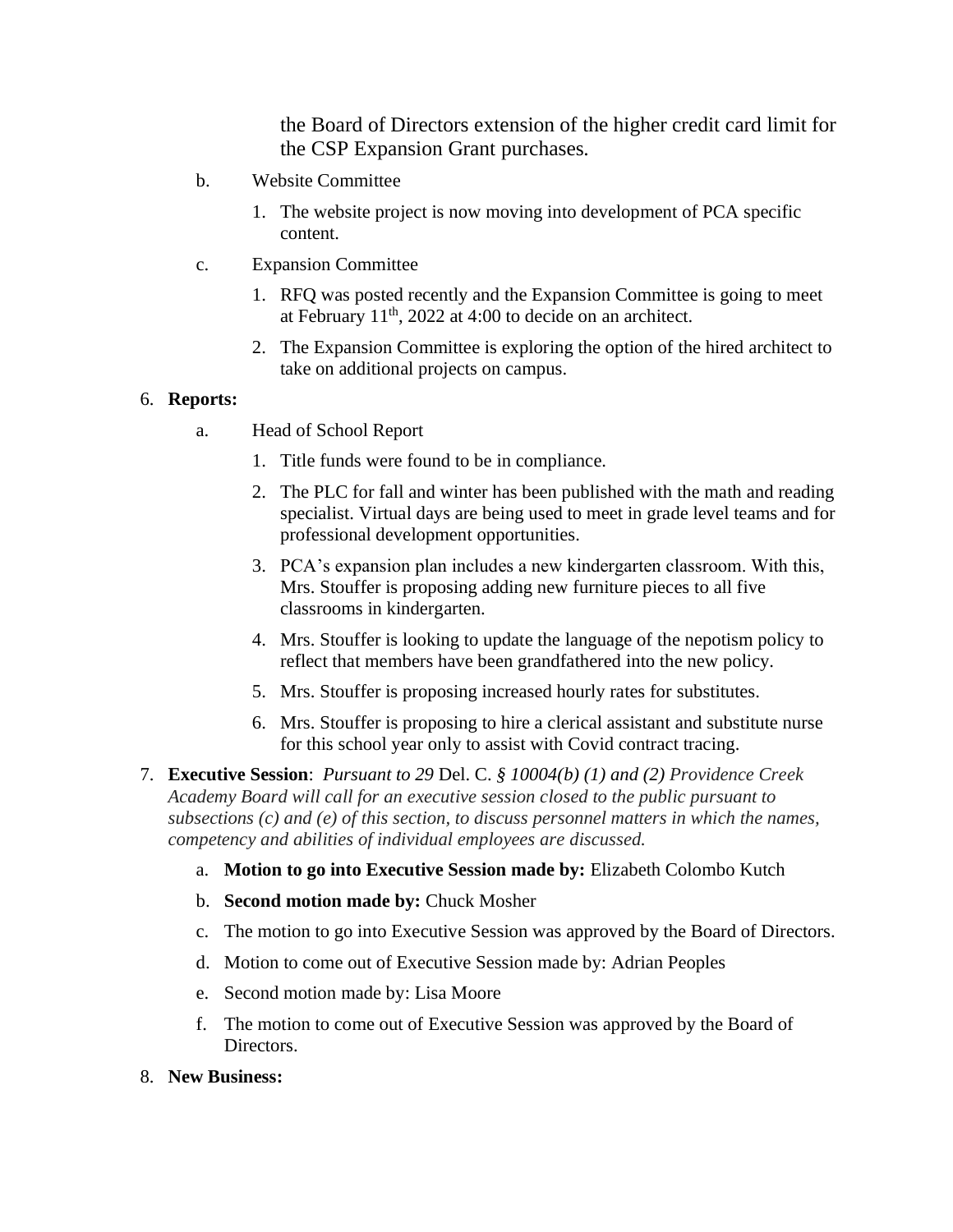the Board of Directors extension of the higher credit card limit for the CSP Expansion Grant purchases.

b. Website Committee

1. The website project is now moving into development of PCA specific content.

c. Expansion Committee

1. RFQ was posted recently and the Expansion Committee is going to meet at February 11th, 2022 at 4:00 to decide on an architect.
2. The Expansion Committee is exploring the option of the hired architect to take on additional projects on campus.

6. **Reports:**

a. Head of School Report

1. Title funds were found to be in compliance.
2. The PLC for fall and winter has been published with the math and reading specialist. Virtual days are being used to meet in grade level teams and for professional development opportunities.
3. PCA's expansion plan includes a new kindergarten classroom. With this, Mrs. Stouffer is proposing adding new furniture pieces to all five classrooms in kindergarten.
4. Mrs. Stouffer is looking to update the language of the nepotism policy to reflect that members have been grandfathered into the new policy.
5. Mrs. Stouffer is proposing increased hourly rates for substitutes.
6. Mrs. Stouffer is proposing to hire a clerical assistant and substitute nurse for this school year only to assist with Covid contract tracing.

7. **Executive Session**: *Pursuant to 29* Del. C. *§ 10004(b) (1) and (2) Providence Creek Academy Board will call for an executive session closed to the public pursuant to subsections (c) and (e) of this section, to discuss personnel matters in which the names, competency and abilities of individual employees are discussed.*

a. **Motion to go into Executive Session made by:** Elizabeth Colombo Kutch

b. **Second motion made by:** Chuck Mosher

c. The motion to go into Executive Session was approved by the Board of Directors.

d. Motion to come out of Executive Session made by: Adrian Peoples

e. Second motion made by: Lisa Moore

f. The motion to come out of Executive Session was approved by the Board of Directors.

8. **New Business:**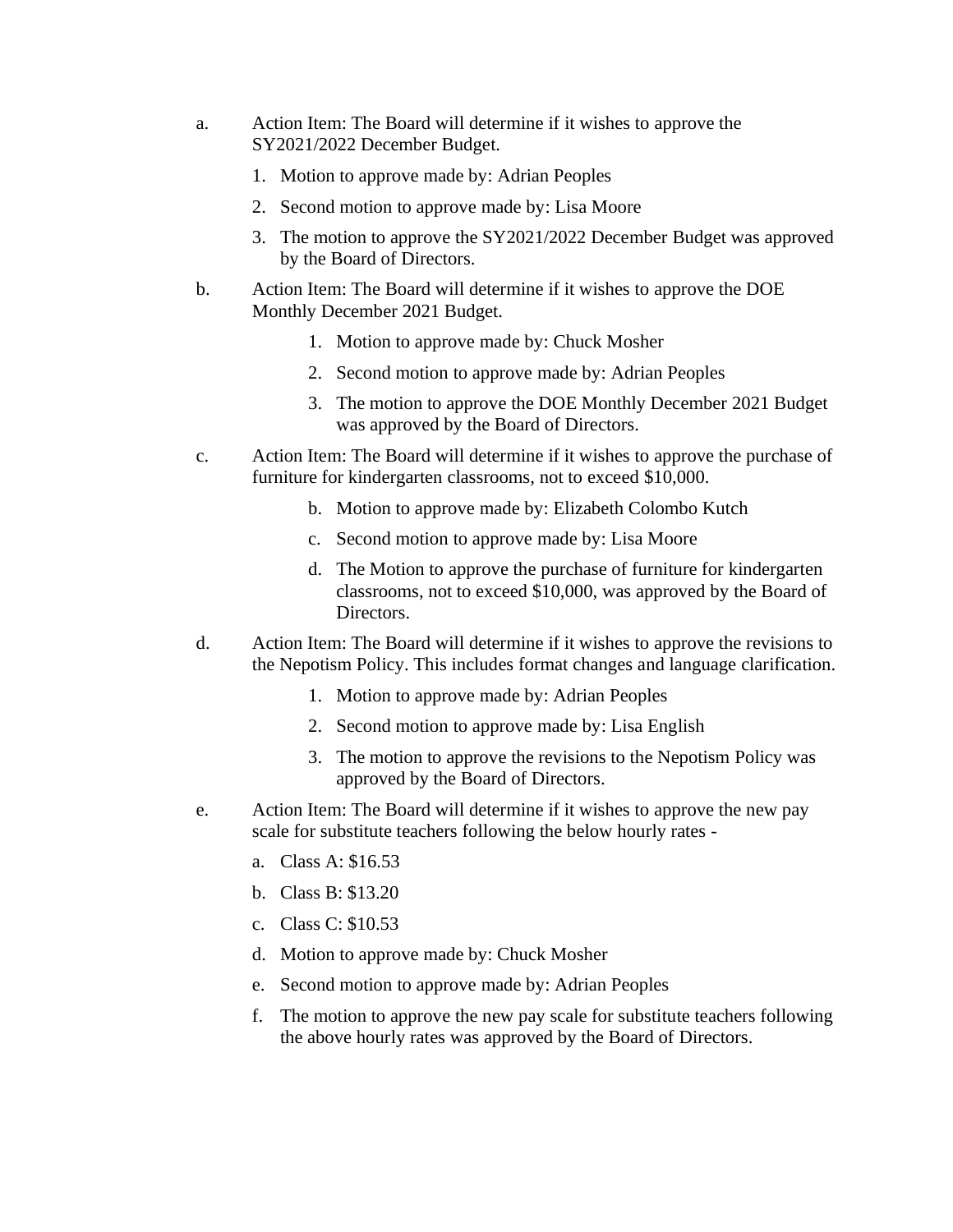a. Action Item: The Board will determine if it wishes to approve the SY2021/2022 December Budget.

   1. Motion to approve made by: Adrian Peoples
   2. Second motion to approve made by: Lisa Moore
   3. The motion to approve the SY2021/2022 December Budget was approved by the Board of Directors.

b. Action Item: The Board will determine if it wishes to approve the DOE Monthly December 2021 Budget.

   1. Motion to approve made by: Chuck Mosher
   2. Second motion to approve made by: Adrian Peoples
   3. The motion to approve the DOE Monthly December 2021 Budget was approved by the Board of Directors.

c. Action Item: The Board will determine if it wishes to approve the purchase of furniture for kindergarten classrooms, not to exceed $10,000.

   b. Motion to approve made by: Elizabeth Colombo Kutch
   c. Second motion to approve made by: Lisa Moore
   d. The Motion to approve the purchase of furniture for kindergarten classrooms, not to exceed $10,000, was approved by the Board of Directors.

d. Action Item: The Board will determine if it wishes to approve the revisions to the Nepotism Policy. This includes format changes and language clarification.

   1. Motion to approve made by: Adrian Peoples
   2. Second motion to approve made by: Lisa English
   3. The motion to approve the revisions to the Nepotism Policy was approved by the Board of Directors.

e. Action Item: The Board will determine if it wishes to approve the new pay scale for substitute teachers following the below hourly rates -

   a. Class A: $16.53
   b. Class B: $13.20
   c. Class C: $10.53
   d. Motion to approve made by: Chuck Mosher
   e. Second motion to approve made by: Adrian Peoples
   f. The motion to approve the new pay scale for substitute teachers following the above hourly rates was approved by the Board of Directors.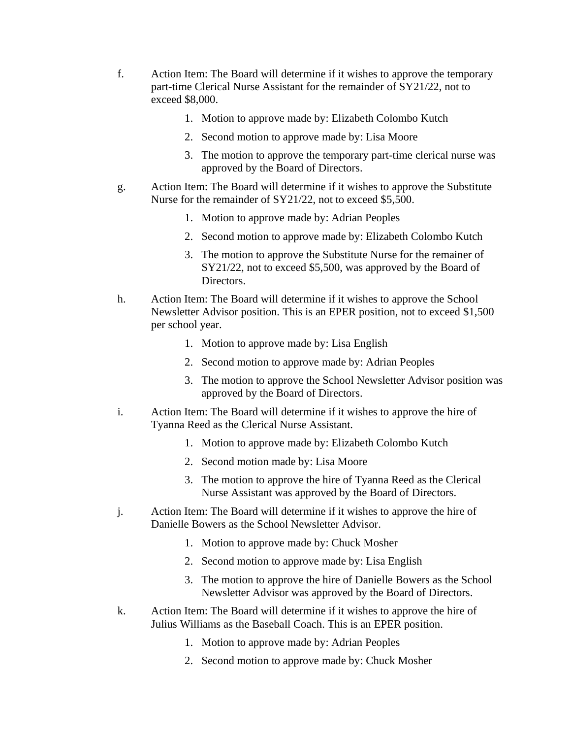f. Action Item: The Board will determine if it wishes to approve the temporary part-time Clerical Nurse Assistant for the remainder of SY21/22, not to exceed $8,000.

   1. Motion to approve made by: Elizabeth Colombo Kutch
   2. Second motion to approve made by: Lisa Moore
   3. The motion to approve the temporary part-time clerical nurse was approved by the Board of Directors.

g. Action Item: The Board will determine if it wishes to approve the Substitute Nurse for the remainder of SY21/22, not to exceed $5,500.

   1. Motion to approve made by: Adrian Peoples
   2. Second motion to approve made by: Elizabeth Colombo Kutch
   3. The motion to approve the Substitute Nurse for the remainer of SY21/22, not to exceed $5,500, was approved by the Board of Directors.

h. Action Item: The Board will determine if it wishes to approve the School Newsletter Advisor position. This is an EPER position, not to exceed $1,500 per school year.

   1. Motion to approve made by: Lisa English
   2. Second motion to approve made by: Adrian Peoples
   3. The motion to approve the School Newsletter Advisor position was approved by the Board of Directors.

i. Action Item: The Board will determine if it wishes to approve the hire of Tyanna Reed as the Clerical Nurse Assistant.

   1. Motion to approve made by: Elizabeth Colombo Kutch
   2. Second motion made by: Lisa Moore
   3. The motion to approve the hire of Tyanna Reed as the Clerical Nurse Assistant was approved by the Board of Directors.

j. Action Item: The Board will determine if it wishes to approve the hire of Danielle Bowers as the School Newsletter Advisor.

   1. Motion to approve made by: Chuck Mosher
   2. Second motion to approve made by: Lisa English
   3. The motion to approve the hire of Danielle Bowers as the School Newsletter Advisor was approved by the Board of Directors.

k. Action Item: The Board will determine if it wishes to approve the hire of Julius Williams as the Baseball Coach. This is an EPER position.

   1. Motion to approve made by: Adrian Peoples
   2. Second motion to approve made by: Chuck Mosher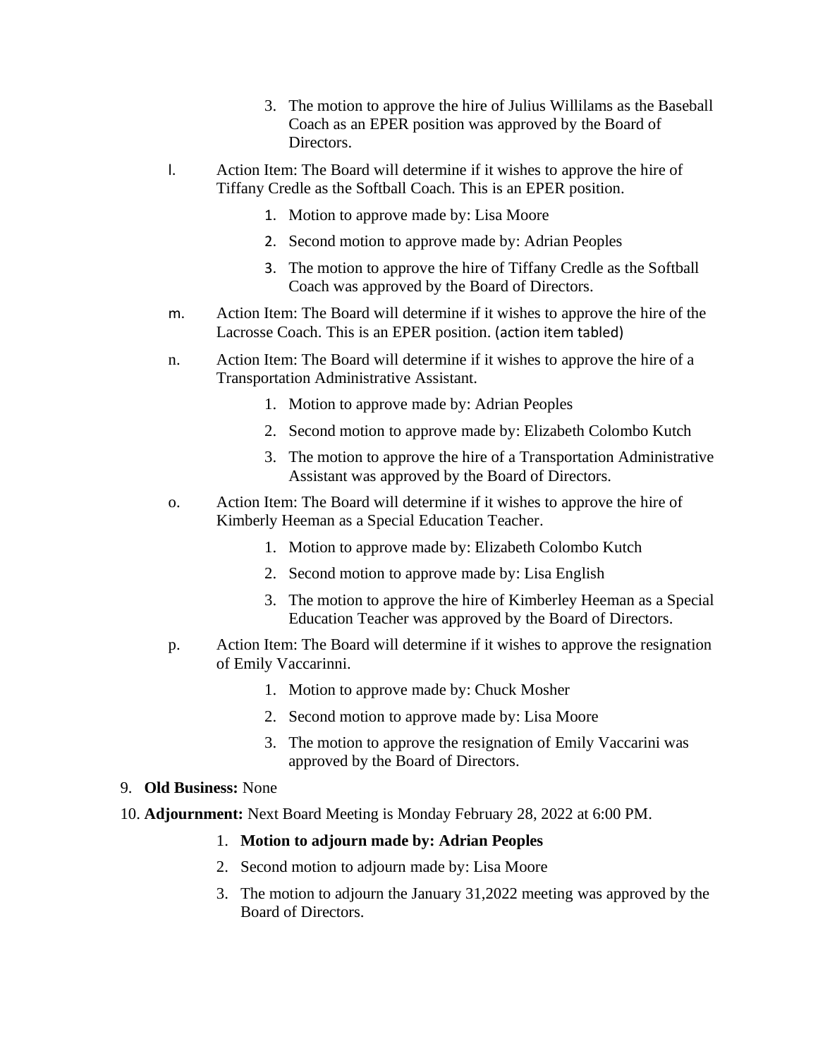3. The motion to approve the hire of Julius Willilams as the Baseball Coach as an EPER position was approved by the Board of Directors.

l. Action Item: The Board will determine if it wishes to approve the hire of Tiffany Credle as the Softball Coach. This is an EPER position.

   1. Motion to approve made by: Lisa Moore
   2. Second motion to approve made by: Adrian Peoples
   3. The motion to approve the hire of Tiffany Credle as the Softball Coach was approved by the Board of Directors.

m. Action Item: The Board will determine if it wishes to approve the hire of the Lacrosse Coach. This is an EPER position. (action item tabled)

n. Action Item: The Board will determine if it wishes to approve the hire of a Transportation Administrative Assistant.

   1. Motion to approve made by: Adrian Peoples
   2. Second motion to approve made by: Elizabeth Colombo Kutch
   3. The motion to approve the hire of a Transportation Administrative Assistant was approved by the Board of Directors.

o. Action Item: The Board will determine if it wishes to approve the hire of Kimberly Heeman as a Special Education Teacher.

   1. Motion to approve made by: Elizabeth Colombo Kutch
   2. Second motion to approve made by: Lisa English
   3. The motion to approve the hire of Kimberley Heeman as a Special Education Teacher was approved by the Board of Directors.

p. Action Item: The Board will determine if it wishes to approve the resignation of Emily Vaccarinni.

   1. Motion to approve made by: Chuck Mosher
   2. Second motion to approve made by: Lisa Moore
   3. The motion to approve the resignation of Emily Vaccarini was approved by the Board of Directors.

9. **Old Business:** None

10. **Adjournment:** Next Board Meeting is Monday February 28, 2022 at 6:00 PM.

    1. **Motion to adjourn made by: Adrian Peoples**
    2. Second motion to adjourn made by: Lisa Moore
    3. The motion to adjourn the January 31,2022 meeting was approved by the Board of Directors.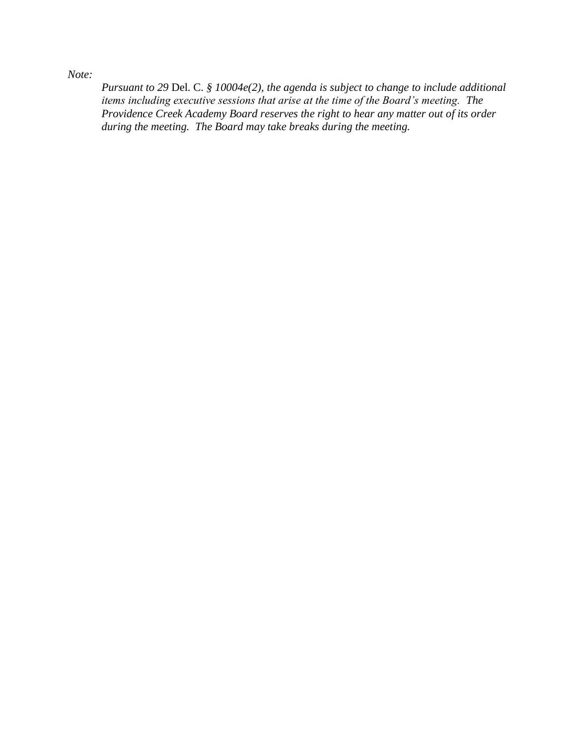*Note:*

*Pursuant to 29* Del. C. *§ 10004e(2), the agenda is subject to change to include additional items including executive sessions that arise at the time of the Board's meeting. The Providence Creek Academy Board reserves the right to hear any matter out of its order during the meeting. The Board may take breaks during the meeting.*